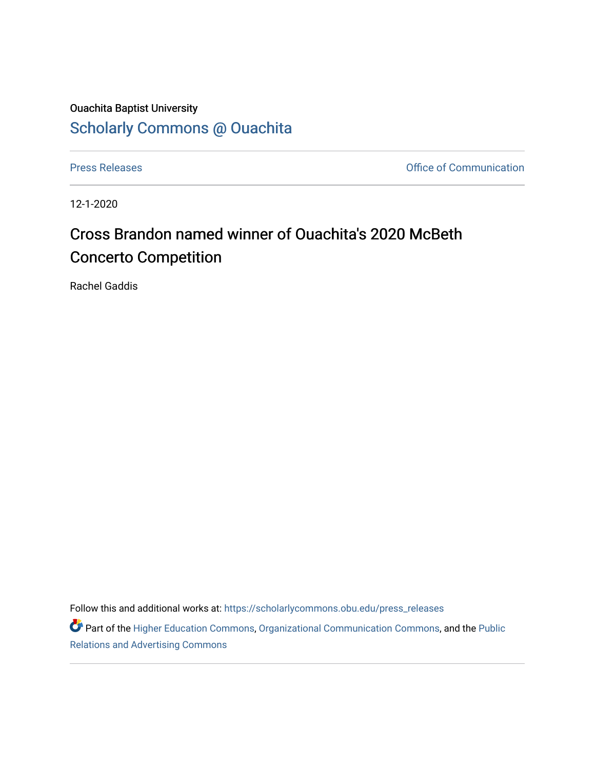Ouachita Baptist University

Scholarly Commons @ Ouachita

Press Releases | Office of Communication

12-1-2020

# Cross Brandon named winner of Ouachita's 2020 McBeth Concerto Competition

Rachel Gaddis

Follow this and additional works at: https://scholarlycommons.obu.edu/press_releases

Part of the Higher Education Commons, Organizational Communication Commons, and the Public Relations and Advertising Commons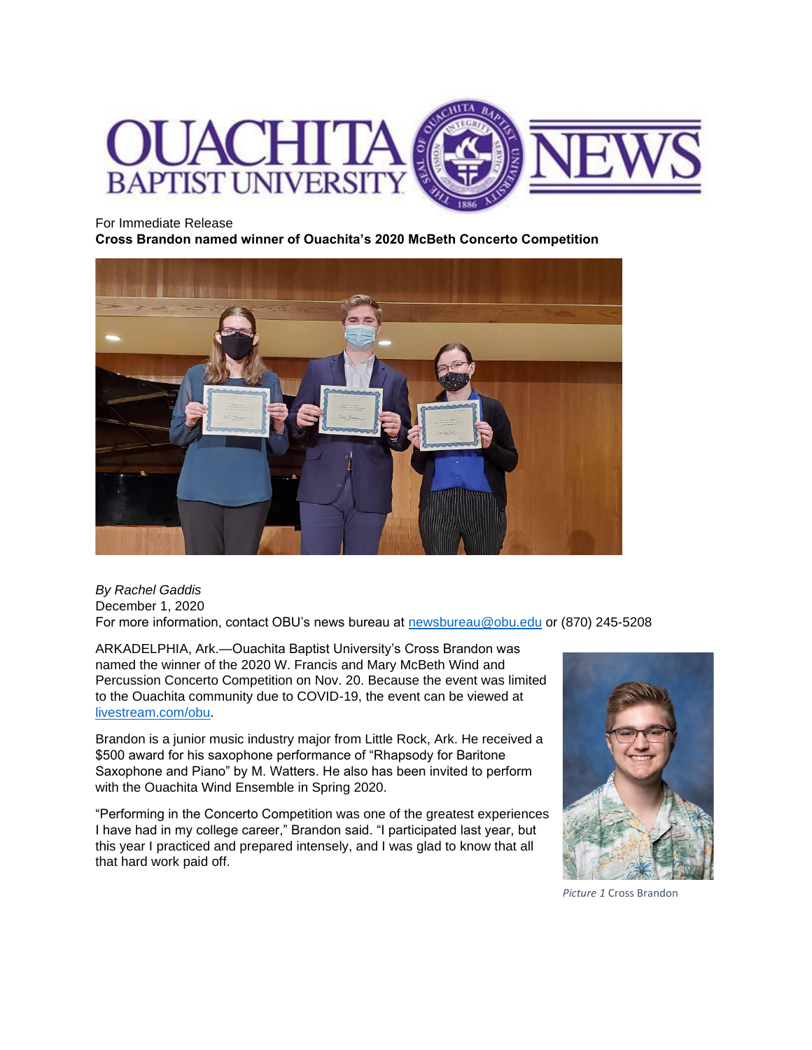For Immediate Release

**Cross Brandon named winner of Ouachita's 2020 McBeth Concerto Competition**

*By Rachel Gaddis*
December 1, 2020
For more information, contact OBU's news bureau at newsbureau@obu.edu or (870) 245-5208

ARKADELPHIA, Ark.—Ouachita Baptist University's Cross Brandon was named the winner of the 2020 W. Francis and Mary McBeth Wind and Percussion Concerto Competition on Nov. 20. Because the event was limited to the Ouachita community due to COVID-19, the event can be viewed at livestream.com/obu.

Brandon is a junior music industry major from Little Rock, Ark. He received a $500 award for his saxophone performance of "Rhapsody for Baritone Saxophone and Piano" by M. Watters. He also has been invited to perform with the Ouachita Wind Ensemble in Spring 2020.

"Performing in the Concerto Competition was one of the greatest experiences I have had in my college career," Brandon said. "I participated last year, but this year I practiced and prepared intensely, and I was glad to know that all that hard work paid off.

*Picture 1* Cross Brandon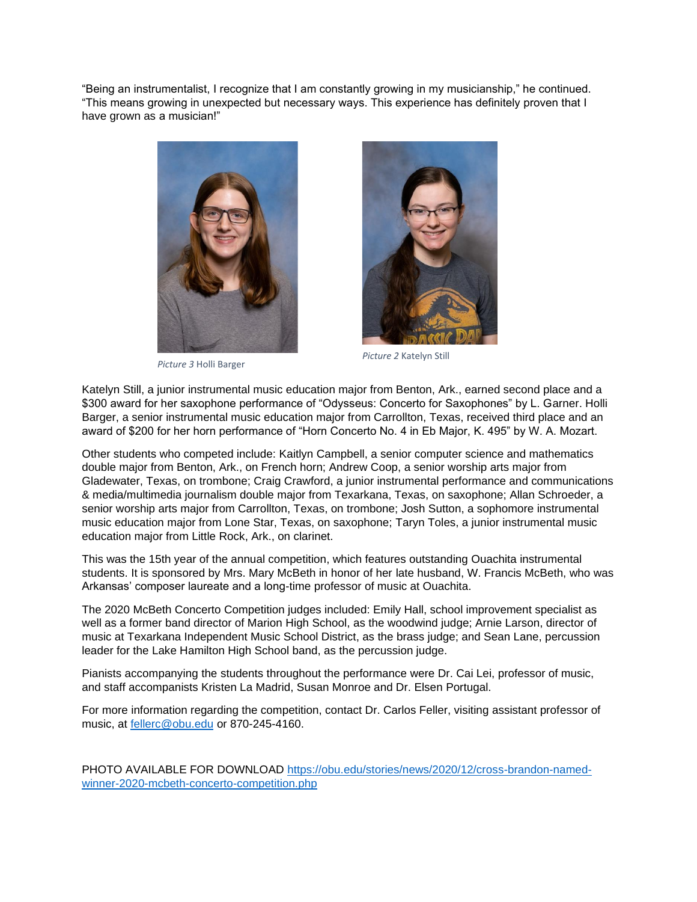"Being an instrumentalist, I recognize that I am constantly growing in my musicianship," he continued. "This means growing in unexpected but necessary ways. This experience has definitely proven that I have grown as a musician!"

*Picture 3* Holli Barger

*Picture 2* Katelyn Still

Katelyn Still, a junior instrumental music education major from Benton, Ark., earned second place and a $300 award for her saxophone performance of "Odysseus: Concerto for Saxophones" by L. Garner. Holli Barger, a senior instrumental music education major from Carrollton, Texas, received third place and an award of $200 for her horn performance of "Horn Concerto No. 4 in Eb Major, K. 495" by W. A. Mozart.

Other students who competed include: Kaitlyn Campbell, a senior computer science and mathematics double major from Benton, Ark., on French horn; Andrew Coop, a senior worship arts major from Gladewater, Texas, on trombone; Craig Crawford, a junior instrumental performance and communications & media/multimedia journalism double major from Texarkana, Texas, on saxophone; Allan Schroeder, a senior worship arts major from Carrollton, Texas, on trombone; Josh Sutton, a sophomore instrumental music education major from Lone Star, Texas, on saxophone; Taryn Toles, a junior instrumental music education major from Little Rock, Ark., on clarinet.

This was the 15th year of the annual competition, which features outstanding Ouachita instrumental students. It is sponsored by Mrs. Mary McBeth in honor of her late husband, W. Francis McBeth, who was Arkansas' composer laureate and a long-time professor of music at Ouachita.

The 2020 McBeth Concerto Competition judges included: Emily Hall, school improvement specialist as well as a former band director of Marion High School, as the woodwind judge; Arnie Larson, director of music at Texarkana Independent Music School District, as the brass judge; and Sean Lane, percussion leader for the Lake Hamilton High School band, as the percussion judge.

Pianists accompanying the students throughout the performance were Dr. Cai Lei, professor of music, and staff accompanists Kristen La Madrid, Susan Monroe and Dr. Elsen Portugal.

For more information regarding the competition, contact Dr. Carlos Feller, visiting assistant professor of music, at fellerc@obu.edu or 870-245-4160.

PHOTO AVAILABLE FOR DOWNLOAD https://obu.edu/stories/news/2020/12/cross-brandon-named-winner-2020-mcbeth-concerto-competition.php